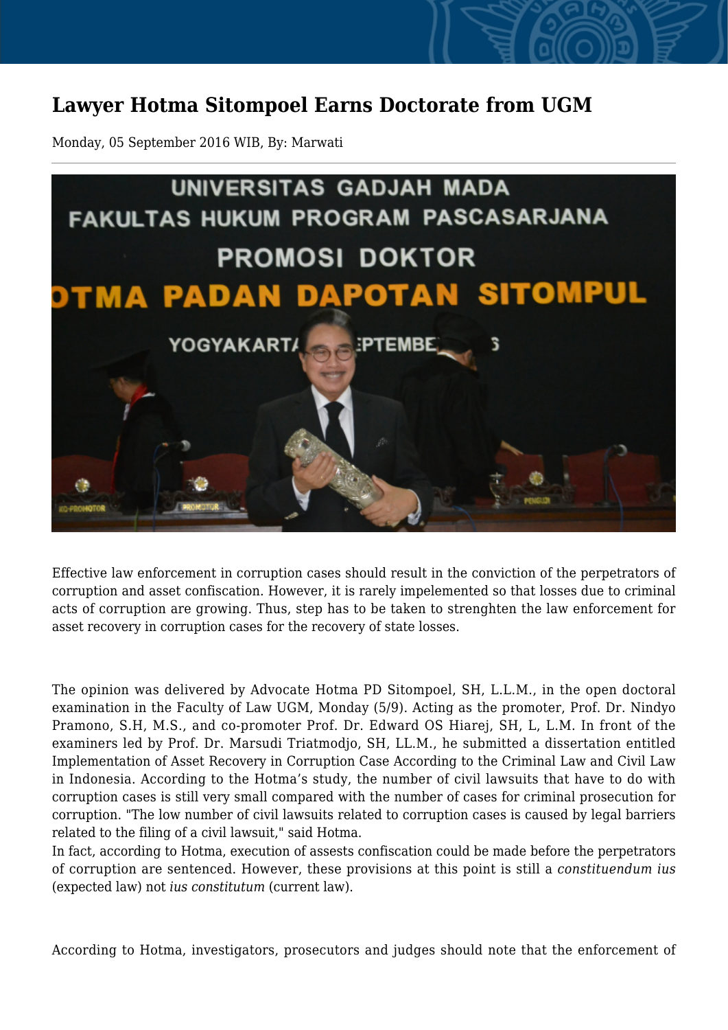# Lawyer Hotma Sitompoel Earns Doctorate from UGM

Monday, 05 September 2016 WIB, By: Marwati

Effective law enforcement in corruption cases should result in the conviction of the perpetrators of corruption and asset confiscation. However, it is rarely impelemented so that losses due to criminal acts of corruption are growing. Thus, step has to be taken to strenghten the law enforcement for asset recovery in corruption cases for the recovery of state losses.

The opinion was delivered by Advocate Hotma PD Sitompoel, SH, L.L.M., in the open doctoral examination in the Faculty of Law UGM, Monday (5/9). Acting as the promoter, Prof. Dr. Nindyo Pramono, S.H, M.S., and co-promoter Prof. Dr. Edward OS Hiarej, SH, L, L.M. In front of the examiners led by Prof. Dr. Marsudi Triatmodjo, SH, LL.M., he submitted a dissertation entitled Implementation of Asset Recovery in Corruption Case According to the Criminal Law and Civil Law in Indonesia. According to the Hotma's study, the number of civil lawsuits that have to do with corruption cases is still very small compared with the number of cases for criminal prosecution for corruption. "The low number of civil lawsuits related to corruption cases is caused by legal barriers related to the filing of a civil lawsuit," said Hotma.

In fact, according to Hotma, execution of assests confiscation could be made before the perpetrators of corruption are sentenced. However, these provisions at this point is still a *constituendum ius* (expected law) not *ius constitutum* (current law).

According to Hotma, investigators, prosecutors and judges should note that the enforcement of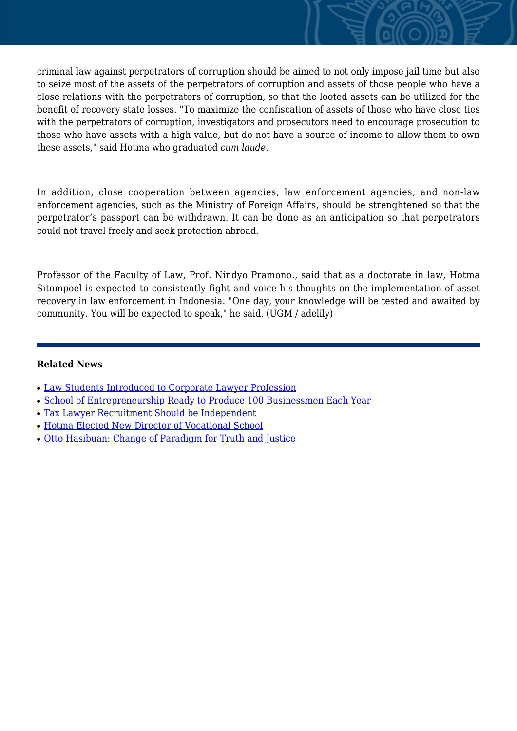criminal law against perpetrators of corruption should be aimed to not only impose jail time but also to seize most of the assets of the perpetrators of corruption and assets of those people who have a close relations with the perpetrators of corruption, so that the looted assets can be utilized for the benefit of recovery state losses. "To maximize the confiscation of assets of those who have close ties with the perpetrators of corruption, investigators and prosecutors need to encourage prosecution to those who have assets with a high value, but do not have a source of income to allow them to own these assets," said Hotma who graduated *cum laude*.

In addition, close cooperation between agencies, law enforcement agencies, and non-law enforcement agencies, such as the Ministry of Foreign Affairs, should be strenghtened so that the perpetrator's passport can be withdrawn. It can be done as an anticipation so that perpetrators could not travel freely and seek protection abroad.

Professor of the Faculty of Law, Prof. Nindyo Pramono., said that as a doctorate in law, Hotma Sitompoel is expected to consistently fight and voice his thoughts on the implementation of asset recovery in law enforcement in Indonesia. "One day, your knowledge will be tested and awaited by community. You will be expected to speak," he said. (UGM / adelily)

**Related News**

- Law Students Introduced to Corporate Lawyer Profession
- School of Entrepreneurship Ready to Produce 100 Businessmen Each Year
- Tax Lawyer Recruitment Should be Independent
- Hotma Elected New Director of Vocational School
- Otto Hasibuan: Change of Paradigm for Truth and Justice